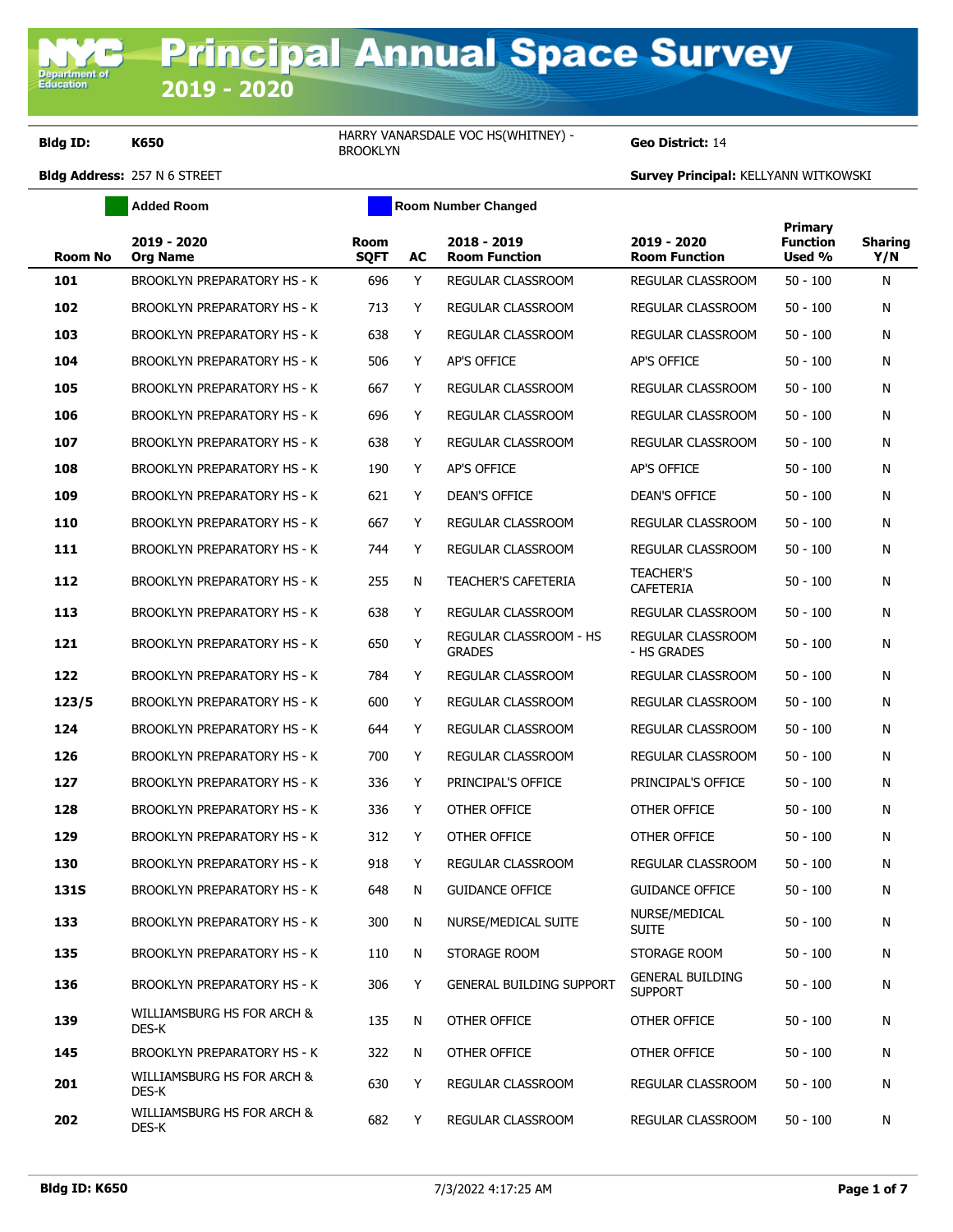# Principal Annual Space Survey 2019 - 2020

**Bldg ID:** K650 | HARRY VANARSDALE VOC HS(WHITNEY) - BROOKLYN | **Geo District:** 14

**Bldg Address:** 257 N 6 STREET | **Survey Principal:** KELLYANN WITKOWSKI

Added Room | Room Number Changed

| Room No | 2019 - 2020 Org Name | Room SQFT | AC | 2018 - 2019 Room Function | 2019 - 2020 Room Function | Primary Function Used % | Sharing Y/N |
|---|---|---|---|---|---|---|---|
| 101 | BROOKLYN PREPARATORY HS - K | 696 | Y | REGULAR CLASSROOM | REGULAR CLASSROOM | 50 - 100 | N |
| 102 | BROOKLYN PREPARATORY HS - K | 713 | Y | REGULAR CLASSROOM | REGULAR CLASSROOM | 50 - 100 | N |
| 103 | BROOKLYN PREPARATORY HS - K | 638 | Y | REGULAR CLASSROOM | REGULAR CLASSROOM | 50 - 100 | N |
| 104 | BROOKLYN PREPARATORY HS - K | 506 | Y | AP'S OFFICE | AP'S OFFICE | 50 - 100 | N |
| 105 | BROOKLYN PREPARATORY HS - K | 667 | Y | REGULAR CLASSROOM | REGULAR CLASSROOM | 50 - 100 | N |
| 106 | BROOKLYN PREPARATORY HS - K | 696 | Y | REGULAR CLASSROOM | REGULAR CLASSROOM | 50 - 100 | N |
| 107 | BROOKLYN PREPARATORY HS - K | 638 | Y | REGULAR CLASSROOM | REGULAR CLASSROOM | 50 - 100 | N |
| 108 | BROOKLYN PREPARATORY HS - K | 190 | Y | AP'S OFFICE | AP'S OFFICE | 50 - 100 | N |
| 109 | BROOKLYN PREPARATORY HS - K | 621 | Y | DEAN'S OFFICE | DEAN'S OFFICE | 50 - 100 | N |
| 110 | BROOKLYN PREPARATORY HS - K | 667 | Y | REGULAR CLASSROOM | REGULAR CLASSROOM | 50 - 100 | N |
| 111 | BROOKLYN PREPARATORY HS - K | 744 | Y | REGULAR CLASSROOM | REGULAR CLASSROOM | 50 - 100 | N |
| 112 | BROOKLYN PREPARATORY HS - K | 255 | N | TEACHER'S CAFETERIA | TEACHER'S CAFETERIA | 50 - 100 | N |
| 113 | BROOKLYN PREPARATORY HS - K | 638 | Y | REGULAR CLASSROOM | REGULAR CLASSROOM | 50 - 100 | N |
| 121 | BROOKLYN PREPARATORY HS - K | 650 | Y | REGULAR CLASSROOM - HS GRADES | REGULAR CLASSROOM - HS GRADES | 50 - 100 | N |
| 122 | BROOKLYN PREPARATORY HS - K | 784 | Y | REGULAR CLASSROOM | REGULAR CLASSROOM | 50 - 100 | N |
| 123/5 | BROOKLYN PREPARATORY HS - K | 600 | Y | REGULAR CLASSROOM | REGULAR CLASSROOM | 50 - 100 | N |
| 124 | BROOKLYN PREPARATORY HS - K | 644 | Y | REGULAR CLASSROOM | REGULAR CLASSROOM | 50 - 100 | N |
| 126 | BROOKLYN PREPARATORY HS - K | 700 | Y | REGULAR CLASSROOM | REGULAR CLASSROOM | 50 - 100 | N |
| 127 | BROOKLYN PREPARATORY HS - K | 336 | Y | PRINCIPAL'S OFFICE | PRINCIPAL'S OFFICE | 50 - 100 | N |
| 128 | BROOKLYN PREPARATORY HS - K | 336 | Y | OTHER OFFICE | OTHER OFFICE | 50 - 100 | N |
| 129 | BROOKLYN PREPARATORY HS - K | 312 | Y | OTHER OFFICE | OTHER OFFICE | 50 - 100 | N |
| 130 | BROOKLYN PREPARATORY HS - K | 918 | Y | REGULAR CLASSROOM | REGULAR CLASSROOM | 50 - 100 | N |
| 131S | BROOKLYN PREPARATORY HS - K | 648 | N | GUIDANCE OFFICE | GUIDANCE OFFICE | 50 - 100 | N |
| 133 | BROOKLYN PREPARATORY HS - K | 300 | N | NURSE/MEDICAL SUITE | NURSE/MEDICAL SUITE | 50 - 100 | N |
| 135 | BROOKLYN PREPARATORY HS - K | 110 | N | STORAGE ROOM | STORAGE ROOM | 50 - 100 | N |
| 136 | BROOKLYN PREPARATORY HS - K | 306 | Y | GENERAL BUILDING SUPPORT | GENERAL BUILDING SUPPORT | 50 - 100 | N |
| 139 | WILLIAMSBURG HS FOR ARCH & DES-K | 135 | N | OTHER OFFICE | OTHER OFFICE | 50 - 100 | N |
| 145 | BROOKLYN PREPARATORY HS - K | 322 | N | OTHER OFFICE | OTHER OFFICE | 50 - 100 | N |
| 201 | WILLIAMSBURG HS FOR ARCH & DES-K | 630 | Y | REGULAR CLASSROOM | REGULAR CLASSROOM | 50 - 100 | N |
| 202 | WILLIAMSBURG HS FOR ARCH & DES-K | 682 | Y | REGULAR CLASSROOM | REGULAR CLASSROOM | 50 - 100 | N |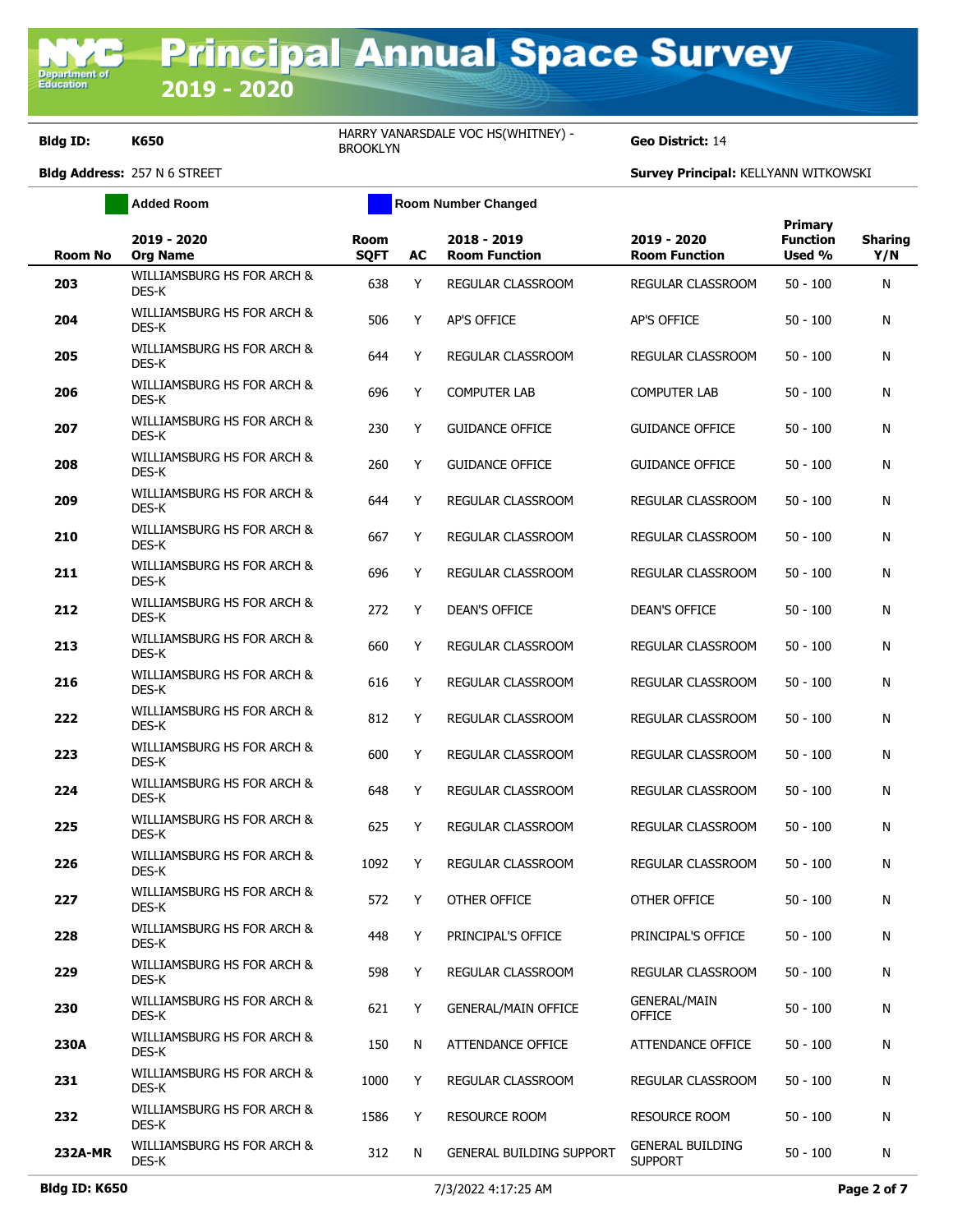# Principal Annual Space Survey 2019 - 2020

**Bldg ID:** K650 — HARRY VANARSDALE VOC HS(WHITNEY) - BROOKLYN — **Geo District:** 14

**Bldg Address:** 257 N 6 STREET — **Survey Principal:** KELLYANN WITKOWSKI

Added Room | Room Number Changed

| Room No | 2019 - 2020 Org Name | Room SQFT | AC | 2018 - 2019 Room Function | 2019 - 2020 Room Function | Primary Function Used % | Sharing Y/N |
|---|---|---|---|---|---|---|---|
| 203 | WILLIAMSBURG HS FOR ARCH & DES-K | 638 | Y | REGULAR CLASSROOM | REGULAR CLASSROOM | 50 - 100 | N |
| 204 | WILLIAMSBURG HS FOR ARCH & DES-K | 506 | Y | AP'S OFFICE | AP'S OFFICE | 50 - 100 | N |
| 205 | WILLIAMSBURG HS FOR ARCH & DES-K | 644 | Y | REGULAR CLASSROOM | REGULAR CLASSROOM | 50 - 100 | N |
| 206 | WILLIAMSBURG HS FOR ARCH & DES-K | 696 | Y | COMPUTER LAB | COMPUTER LAB | 50 - 100 | N |
| 207 | WILLIAMSBURG HS FOR ARCH & DES-K | 230 | Y | GUIDANCE OFFICE | GUIDANCE OFFICE | 50 - 100 | N |
| 208 | WILLIAMSBURG HS FOR ARCH & DES-K | 260 | Y | GUIDANCE OFFICE | GUIDANCE OFFICE | 50 - 100 | N |
| 209 | WILLIAMSBURG HS FOR ARCH & DES-K | 644 | Y | REGULAR CLASSROOM | REGULAR CLASSROOM | 50 - 100 | N |
| 210 | WILLIAMSBURG HS FOR ARCH & DES-K | 667 | Y | REGULAR CLASSROOM | REGULAR CLASSROOM | 50 - 100 | N |
| 211 | WILLIAMSBURG HS FOR ARCH & DES-K | 696 | Y | REGULAR CLASSROOM | REGULAR CLASSROOM | 50 - 100 | N |
| 212 | WILLIAMSBURG HS FOR ARCH & DES-K | 272 | Y | DEAN'S OFFICE | DEAN'S OFFICE | 50 - 100 | N |
| 213 | WILLIAMSBURG HS FOR ARCH & DES-K | 660 | Y | REGULAR CLASSROOM | REGULAR CLASSROOM | 50 - 100 | N |
| 216 | WILLIAMSBURG HS FOR ARCH & DES-K | 616 | Y | REGULAR CLASSROOM | REGULAR CLASSROOM | 50 - 100 | N |
| 222 | WILLIAMSBURG HS FOR ARCH & DES-K | 812 | Y | REGULAR CLASSROOM | REGULAR CLASSROOM | 50 - 100 | N |
| 223 | WILLIAMSBURG HS FOR ARCH & DES-K | 600 | Y | REGULAR CLASSROOM | REGULAR CLASSROOM | 50 - 100 | N |
| 224 | WILLIAMSBURG HS FOR ARCH & DES-K | 648 | Y | REGULAR CLASSROOM | REGULAR CLASSROOM | 50 - 100 | N |
| 225 | WILLIAMSBURG HS FOR ARCH & DES-K | 625 | Y | REGULAR CLASSROOM | REGULAR CLASSROOM | 50 - 100 | N |
| 226 | WILLIAMSBURG HS FOR ARCH & DES-K | 1092 | Y | REGULAR CLASSROOM | REGULAR CLASSROOM | 50 - 100 | N |
| 227 | WILLIAMSBURG HS FOR ARCH & DES-K | 572 | Y | OTHER OFFICE | OTHER OFFICE | 50 - 100 | N |
| 228 | WILLIAMSBURG HS FOR ARCH & DES-K | 448 | Y | PRINCIPAL'S OFFICE | PRINCIPAL'S OFFICE | 50 - 100 | N |
| 229 | WILLIAMSBURG HS FOR ARCH & DES-K | 598 | Y | REGULAR CLASSROOM | REGULAR CLASSROOM | 50 - 100 | N |
| 230 | WILLIAMSBURG HS FOR ARCH & DES-K | 621 | Y | GENERAL/MAIN OFFICE | GENERAL/MAIN OFFICE | 50 - 100 | N |
| 230A | WILLIAMSBURG HS FOR ARCH & DES-K | 150 | N | ATTENDANCE OFFICE | ATTENDANCE OFFICE | 50 - 100 | N |
| 231 | WILLIAMSBURG HS FOR ARCH & DES-K | 1000 | Y | REGULAR CLASSROOM | REGULAR CLASSROOM | 50 - 100 | N |
| 232 | WILLIAMSBURG HS FOR ARCH & DES-K | 1586 | Y | RESOURCE ROOM | RESOURCE ROOM | 50 - 100 | N |
| 232A-MR | WILLIAMSBURG HS FOR ARCH & DES-K | 312 | N | GENERAL BUILDING SUPPORT | GENERAL BUILDING SUPPORT | 50 - 100 | N |

Bldg ID: K650 — 7/3/2022 4:17:25 AM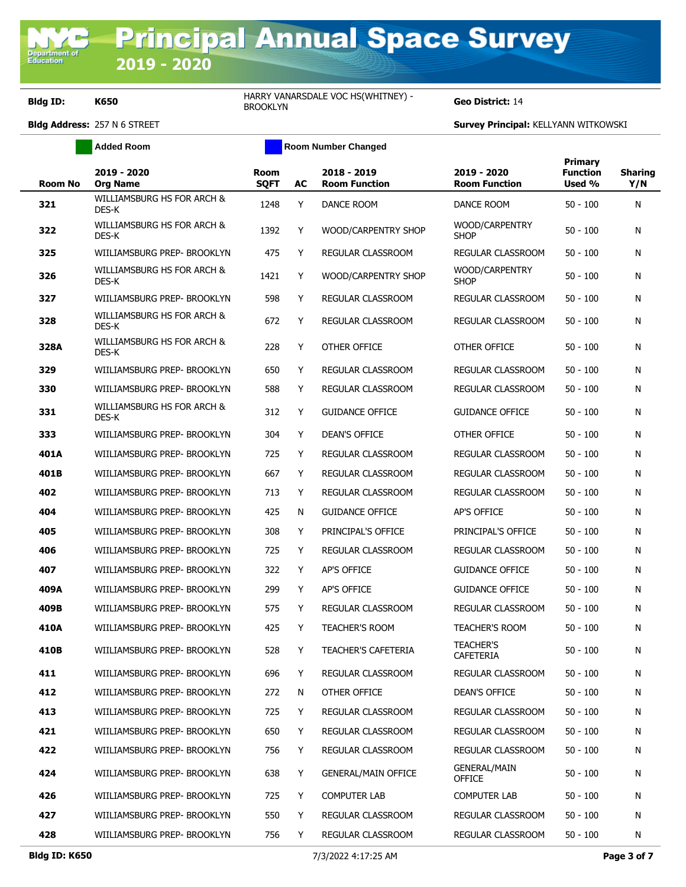# Principal Annual Space Survey 2019 - 2020

**Bldg ID:** K650 HARRY VANARSDALE VOC HS(WHITNEY) - BROOKLYN **Geo District:** 14

**Bldg Address:** 257 N 6 STREET **Survey Principal:** KELLYANN WITKOWSKI

Added Room | Room Number Changed

| Room No | 2019 - 2020 Org Name | Room SQFT | AC | 2018 - 2019 Room Function | 2019 - 2020 Room Function | Primary Function Used % | Sharing Y/N |
|---|---|---|---|---|---|---|---|
| 321 | WILLIAMSBURG HS FOR ARCH & DES-K | 1248 | Y | DANCE ROOM | DANCE ROOM | 50 - 100 | N |
| 322 | WILLIAMSBURG HS FOR ARCH & DES-K | 1392 | Y | WOOD/CARPENTRY SHOP | WOOD/CARPENTRY SHOP | 50 - 100 | N |
| 325 | WIILIAMSBURG PREP- BROOKLYN | 475 | Y | REGULAR CLASSROOM | REGULAR CLASSROOM | 50 - 100 | N |
| 326 | WILLIAMSBURG HS FOR ARCH & DES-K | 1421 | Y | WOOD/CARPENTRY SHOP | WOOD/CARPENTRY SHOP | 50 - 100 | N |
| 327 | WIILIAMSBURG PREP- BROOKLYN | 598 | Y | REGULAR CLASSROOM | REGULAR CLASSROOM | 50 - 100 | N |
| 328 | WILLIAMSBURG HS FOR ARCH & DES-K | 672 | Y | REGULAR CLASSROOM | REGULAR CLASSROOM | 50 - 100 | N |
| 328A | WILLIAMSBURG HS FOR ARCH & DES-K | 228 | Y | OTHER OFFICE | OTHER OFFICE | 50 - 100 | N |
| 329 | WIILIAMSBURG PREP- BROOKLYN | 650 | Y | REGULAR CLASSROOM | REGULAR CLASSROOM | 50 - 100 | N |
| 330 | WIILIAMSBURG PREP- BROOKLYN | 588 | Y | REGULAR CLASSROOM | REGULAR CLASSROOM | 50 - 100 | N |
| 331 | WILLIAMSBURG HS FOR ARCH & DES-K | 312 | Y | GUIDANCE OFFICE | GUIDANCE OFFICE | 50 - 100 | N |
| 333 | WIILIAMSBURG PREP- BROOKLYN | 304 | Y | DEAN'S OFFICE | OTHER OFFICE | 50 - 100 | N |
| 401A | WIILIAMSBURG PREP- BROOKLYN | 725 | Y | REGULAR CLASSROOM | REGULAR CLASSROOM | 50 - 100 | N |
| 401B | WIILIAMSBURG PREP- BROOKLYN | 667 | Y | REGULAR CLASSROOM | REGULAR CLASSROOM | 50 - 100 | N |
| 402 | WIILIAMSBURG PREP- BROOKLYN | 713 | Y | REGULAR CLASSROOM | REGULAR CLASSROOM | 50 - 100 | N |
| 404 | WIILIAMSBURG PREP- BROOKLYN | 425 | N | GUIDANCE OFFICE | AP'S OFFICE | 50 - 100 | N |
| 405 | WIILIAMSBURG PREP- BROOKLYN | 308 | Y | PRINCIPAL'S OFFICE | PRINCIPAL'S OFFICE | 50 - 100 | N |
| 406 | WIILIAMSBURG PREP- BROOKLYN | 725 | Y | REGULAR CLASSROOM | REGULAR CLASSROOM | 50 - 100 | N |
| 407 | WIILIAMSBURG PREP- BROOKLYN | 322 | Y | AP'S OFFICE | GUIDANCE OFFICE | 50 - 100 | N |
| 409A | WIILIAMSBURG PREP- BROOKLYN | 299 | Y | AP'S OFFICE | GUIDANCE OFFICE | 50 - 100 | N |
| 409B | WIILIAMSBURG PREP- BROOKLYN | 575 | Y | REGULAR CLASSROOM | REGULAR CLASSROOM | 50 - 100 | N |
| 410A | WIILIAMSBURG PREP- BROOKLYN | 425 | Y | TEACHER'S ROOM | TEACHER'S ROOM | 50 - 100 | N |
| 410B | WIILIAMSBURG PREP- BROOKLYN | 528 | Y | TEACHER'S CAFETERIA | TEACHER'S CAFETERIA | 50 - 100 | N |
| 411 | WIILIAMSBURG PREP- BROOKLYN | 696 | Y | REGULAR CLASSROOM | REGULAR CLASSROOM | 50 - 100 | N |
| 412 | WIILIAMSBURG PREP- BROOKLYN | 272 | N | OTHER OFFICE | DEAN'S OFFICE | 50 - 100 | N |
| 413 | WIILIAMSBURG PREP- BROOKLYN | 725 | Y | REGULAR CLASSROOM | REGULAR CLASSROOM | 50 - 100 | N |
| 421 | WIILIAMSBURG PREP- BROOKLYN | 650 | Y | REGULAR CLASSROOM | REGULAR CLASSROOM | 50 - 100 | N |
| 422 | WIILIAMSBURG PREP- BROOKLYN | 756 | Y | REGULAR CLASSROOM | REGULAR CLASSROOM | 50 - 100 | N |
| 424 | WIILIAMSBURG PREP- BROOKLYN | 638 | Y | GENERAL/MAIN OFFICE | GENERAL/MAIN OFFICE | 50 - 100 | N |
| 426 | WIILIAMSBURG PREP- BROOKLYN | 725 | Y | COMPUTER LAB | COMPUTER LAB | 50 - 100 | N |
| 427 | WIILIAMSBURG PREP- BROOKLYN | 550 | Y | REGULAR CLASSROOM | REGULAR CLASSROOM | 50 - 100 | N |
| 428 | WIILIAMSBURG PREP- BROOKLYN | 756 | Y | REGULAR CLASSROOM | REGULAR CLASSROOM | 50 - 100 | N |

7/3/2022 4:17:25 AM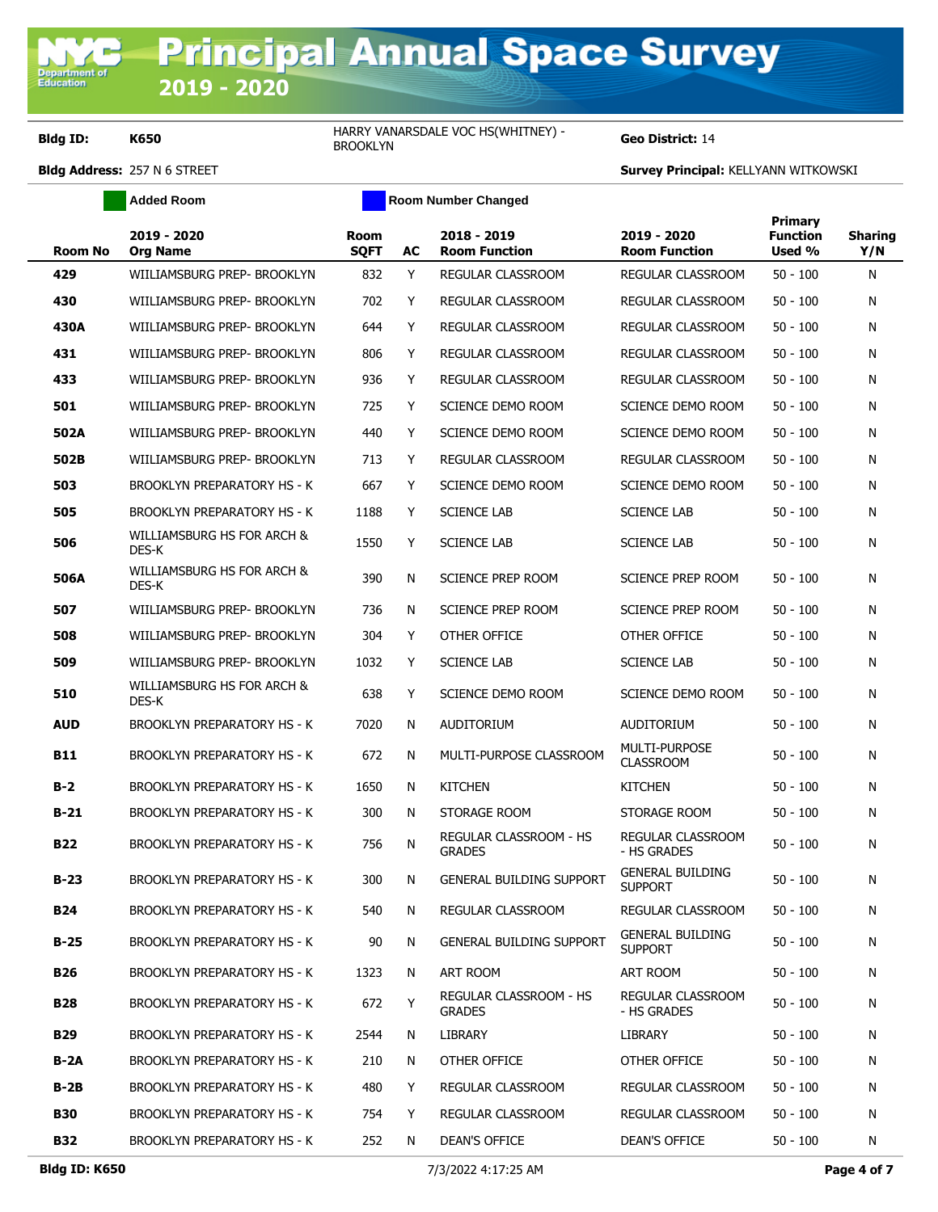# Principal Annual Space Survey 2019 - 2020

**Bldg ID:** K650 &nbsp;&nbsp; HARRY VANARSDALE VOC HS(WHITNEY) - BROOKLYN &nbsp;&nbsp; **Geo District:** 14

**Bldg Address:** 257 N 6 STREET &nbsp;&nbsp; **Survey Principal:** KELLYANN WITKOWSKI

Added Room &nbsp;&nbsp; Room Number Changed

| Room No | 2019 - 2020 Org Name | Room SQFT | AC | 2018 - 2019 Room Function | 2019 - 2020 Room Function | Primary Function Used % | Sharing Y/N |
|---|---|---|---|---|---|---|---|
| 429 | WIILIAMSBURG PREP- BROOKLYN | 832 | Y | REGULAR CLASSROOM | REGULAR CLASSROOM | 50 - 100 | N |
| 430 | WIILIAMSBURG PREP- BROOKLYN | 702 | Y | REGULAR CLASSROOM | REGULAR CLASSROOM | 50 - 100 | N |
| 430A | WIILIAMSBURG PREP- BROOKLYN | 644 | Y | REGULAR CLASSROOM | REGULAR CLASSROOM | 50 - 100 | N |
| 431 | WIILIAMSBURG PREP- BROOKLYN | 806 | Y | REGULAR CLASSROOM | REGULAR CLASSROOM | 50 - 100 | N |
| 433 | WIILIAMSBURG PREP- BROOKLYN | 936 | Y | REGULAR CLASSROOM | REGULAR CLASSROOM | 50 - 100 | N |
| 501 | WIILIAMSBURG PREP- BROOKLYN | 725 | Y | SCIENCE DEMO ROOM | SCIENCE DEMO ROOM | 50 - 100 | N |
| 502A | WIILIAMSBURG PREP- BROOKLYN | 440 | Y | SCIENCE DEMO ROOM | SCIENCE DEMO ROOM | 50 - 100 | N |
| 502B | WIILIAMSBURG PREP- BROOKLYN | 713 | Y | REGULAR CLASSROOM | REGULAR CLASSROOM | 50 - 100 | N |
| 503 | BROOKLYN PREPARATORY HS - K | 667 | Y | SCIENCE DEMO ROOM | SCIENCE DEMO ROOM | 50 - 100 | N |
| 505 | BROOKLYN PREPARATORY HS - K | 1188 | Y | SCIENCE LAB | SCIENCE LAB | 50 - 100 | N |
| 506 | WILLIAMSBURG HS FOR ARCH & DES-K | 1550 | Y | SCIENCE LAB | SCIENCE LAB | 50 - 100 | N |
| 506A | WILLIAMSBURG HS FOR ARCH & DES-K | 390 | N | SCIENCE PREP ROOM | SCIENCE PREP ROOM | 50 - 100 | N |
| 507 | WIILIAMSBURG PREP- BROOKLYN | 736 | N | SCIENCE PREP ROOM | SCIENCE PREP ROOM | 50 - 100 | N |
| 508 | WIILIAMSBURG PREP- BROOKLYN | 304 | Y | OTHER OFFICE | OTHER OFFICE | 50 - 100 | N |
| 509 | WIILIAMSBURG PREP- BROOKLYN | 1032 | Y | SCIENCE LAB | SCIENCE LAB | 50 - 100 | N |
| 510 | WILLIAMSBURG HS FOR ARCH & DES-K | 638 | Y | SCIENCE DEMO ROOM | SCIENCE DEMO ROOM | 50 - 100 | N |
| AUD | BROOKLYN PREPARATORY HS - K | 7020 | N | AUDITORIUM | AUDITORIUM | 50 - 100 | N |
| B11 | BROOKLYN PREPARATORY HS - K | 672 | N | MULTI-PURPOSE CLASSROOM | MULTI-PURPOSE CLASSROOM | 50 - 100 | N |
| B-2 | BROOKLYN PREPARATORY HS - K | 1650 | N | KITCHEN | KITCHEN | 50 - 100 | N |
| B-21 | BROOKLYN PREPARATORY HS - K | 300 | N | STORAGE ROOM | STORAGE ROOM | 50 - 100 | N |
| B22 | BROOKLYN PREPARATORY HS - K | 756 | N | REGULAR CLASSROOM - HS GRADES | REGULAR CLASSROOM - HS GRADES | 50 - 100 | N |
| B-23 | BROOKLYN PREPARATORY HS - K | 300 | N | GENERAL BUILDING SUPPORT | GENERAL BUILDING SUPPORT | 50 - 100 | N |
| B24 | BROOKLYN PREPARATORY HS - K | 540 | N | REGULAR CLASSROOM | REGULAR CLASSROOM | 50 - 100 | N |
| B-25 | BROOKLYN PREPARATORY HS - K | 90 | N | GENERAL BUILDING SUPPORT | GENERAL BUILDING SUPPORT | 50 - 100 | N |
| B26 | BROOKLYN PREPARATORY HS - K | 1323 | N | ART ROOM | ART ROOM | 50 - 100 | N |
| B28 | BROOKLYN PREPARATORY HS - K | 672 | Y | REGULAR CLASSROOM - HS GRADES | REGULAR CLASSROOM - HS GRADES | 50 - 100 | N |
| B29 | BROOKLYN PREPARATORY HS - K | 2544 | N | LIBRARY | LIBRARY | 50 - 100 | N |
| B-2A | BROOKLYN PREPARATORY HS - K | 210 | N | OTHER OFFICE | OTHER OFFICE | 50 - 100 | N |
| B-2B | BROOKLYN PREPARATORY HS - K | 480 | Y | REGULAR CLASSROOM | REGULAR CLASSROOM | 50 - 100 | N |
| B30 | BROOKLYN PREPARATORY HS - K | 754 | Y | REGULAR CLASSROOM | REGULAR CLASSROOM | 50 - 100 | N |
| B32 | BROOKLYN PREPARATORY HS - K | 252 | N | DEAN'S OFFICE | DEAN'S OFFICE | 50 - 100 | N |

**Bldg ID: K650** &nbsp;&nbsp; 7/3/2022 4:17:25 AM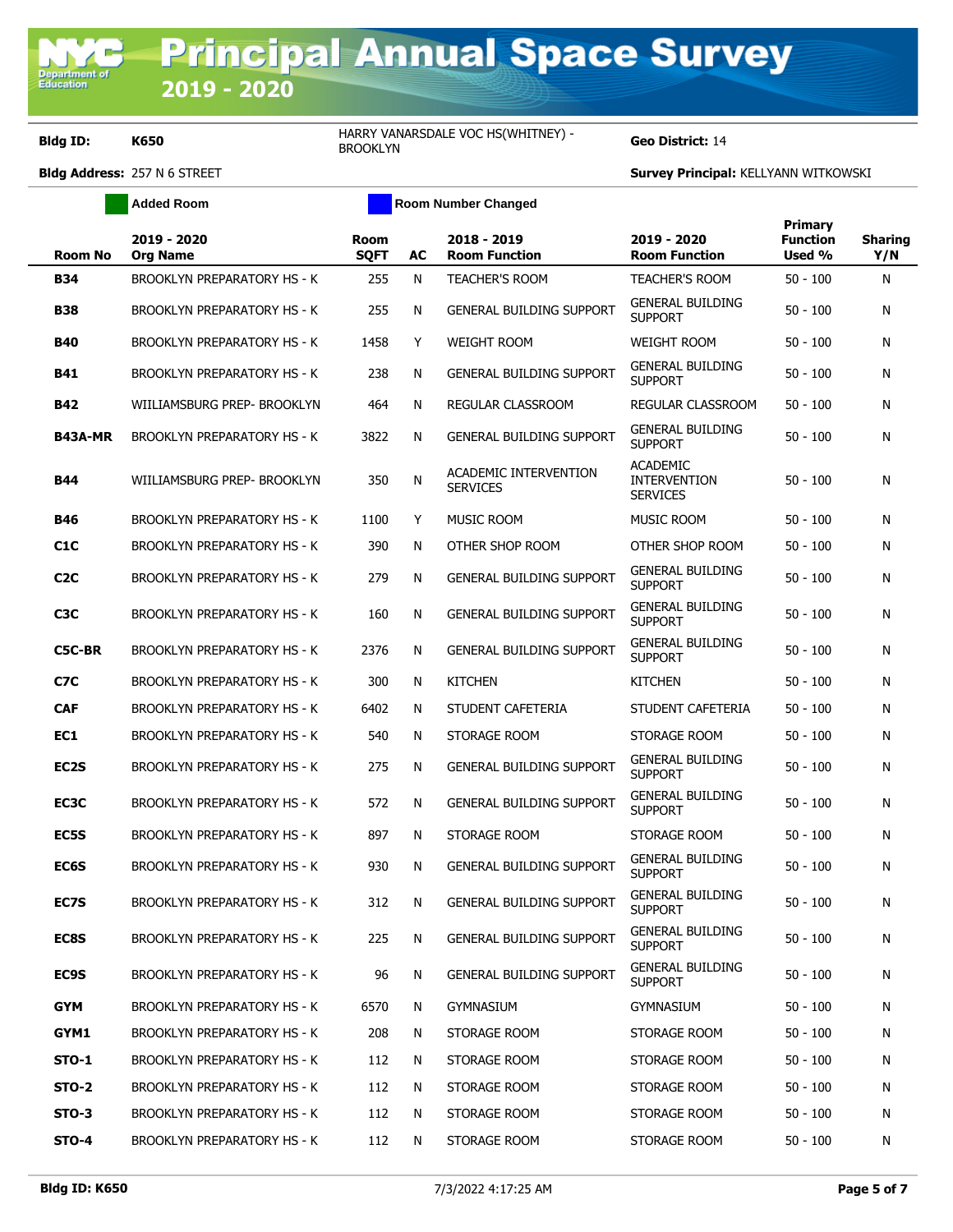# Principal Annual Space Survey 2019 - 2020

**Bldg ID:** K650 — HARRY VANARSDALE VOC HS(WHITNEY) - BROOKLYN — **Geo District:** 14

**Bldg Address:** 257 N 6 STREET — **Survey Principal:** KELLYANN WITKOWSKI

Added Room | Room Number Changed

| Room No | 2019 - 2020 Org Name | Room SQFT | AC | 2018 - 2019 Room Function | 2019 - 2020 Room Function | Primary Function Used % | Sharing Y/N |
|---|---|---|---|---|---|---|---|
| **B34** | BROOKLYN PREPARATORY HS - K | 255 | N | TEACHER'S ROOM | TEACHER'S ROOM | 50 - 100 | N |
| **B38** | BROOKLYN PREPARATORY HS - K | 255 | N | GENERAL BUILDING SUPPORT | GENERAL BUILDING SUPPORT | 50 - 100 | N |
| **B40** | BROOKLYN PREPARATORY HS - K | 1458 | Y | WEIGHT ROOM | WEIGHT ROOM | 50 - 100 | N |
| **B41** | BROOKLYN PREPARATORY HS - K | 238 | N | GENERAL BUILDING SUPPORT | GENERAL BUILDING SUPPORT | 50 - 100 | N |
| **B42** | WIILIAMSBURG PREP- BROOKLYN | 464 | N | REGULAR CLASSROOM | REGULAR CLASSROOM | 50 - 100 | N |
| **B43A-MR** | BROOKLYN PREPARATORY HS - K | 3822 | N | GENERAL BUILDING SUPPORT | GENERAL BUILDING SUPPORT | 50 - 100 | N |
| **B44** | WIILIAMSBURG PREP- BROOKLYN | 350 | N | ACADEMIC INTERVENTION SERVICES | ACADEMIC INTERVENTION SERVICES | 50 - 100 | N |
| **B46** | BROOKLYN PREPARATORY HS - K | 1100 | Y | MUSIC ROOM | MUSIC ROOM | 50 - 100 | N |
| **C1C** | BROOKLYN PREPARATORY HS - K | 390 | N | OTHER SHOP ROOM | OTHER SHOP ROOM | 50 - 100 | N |
| **C2C** | BROOKLYN PREPARATORY HS - K | 279 | N | GENERAL BUILDING SUPPORT | GENERAL BUILDING SUPPORT | 50 - 100 | N |
| **C3C** | BROOKLYN PREPARATORY HS - K | 160 | N | GENERAL BUILDING SUPPORT | GENERAL BUILDING SUPPORT | 50 - 100 | N |
| **C5C-BR** | BROOKLYN PREPARATORY HS - K | 2376 | N | GENERAL BUILDING SUPPORT | GENERAL BUILDING SUPPORT | 50 - 100 | N |
| **C7C** | BROOKLYN PREPARATORY HS - K | 300 | N | KITCHEN | KITCHEN | 50 - 100 | N |
| **CAF** | BROOKLYN PREPARATORY HS - K | 6402 | N | STUDENT CAFETERIA | STUDENT CAFETERIA | 50 - 100 | N |
| **EC1** | BROOKLYN PREPARATORY HS - K | 540 | N | STORAGE ROOM | STORAGE ROOM | 50 - 100 | N |
| **EC2S** | BROOKLYN PREPARATORY HS - K | 275 | N | GENERAL BUILDING SUPPORT | GENERAL BUILDING SUPPORT | 50 - 100 | N |
| **EC3C** | BROOKLYN PREPARATORY HS - K | 572 | N | GENERAL BUILDING SUPPORT | GENERAL BUILDING SUPPORT | 50 - 100 | N |
| **EC5S** | BROOKLYN PREPARATORY HS - K | 897 | N | STORAGE ROOM | STORAGE ROOM | 50 - 100 | N |
| **EC6S** | BROOKLYN PREPARATORY HS - K | 930 | N | GENERAL BUILDING SUPPORT | GENERAL BUILDING SUPPORT | 50 - 100 | N |
| **EC7S** | BROOKLYN PREPARATORY HS - K | 312 | N | GENERAL BUILDING SUPPORT | GENERAL BUILDING SUPPORT | 50 - 100 | N |
| **EC8S** | BROOKLYN PREPARATORY HS - K | 225 | N | GENERAL BUILDING SUPPORT | GENERAL BUILDING SUPPORT | 50 - 100 | N |
| **EC9S** | BROOKLYN PREPARATORY HS - K | 96 | N | GENERAL BUILDING SUPPORT | GENERAL BUILDING SUPPORT | 50 - 100 | N |
| **GYM** | BROOKLYN PREPARATORY HS - K | 6570 | N | GYMNASIUM | GYMNASIUM | 50 - 100 | N |
| **GYM1** | BROOKLYN PREPARATORY HS - K | 208 | N | STORAGE ROOM | STORAGE ROOM | 50 - 100 | N |
| **STO-1** | BROOKLYN PREPARATORY HS - K | 112 | N | STORAGE ROOM | STORAGE ROOM | 50 - 100 | N |
| **STO-2** | BROOKLYN PREPARATORY HS - K | 112 | N | STORAGE ROOM | STORAGE ROOM | 50 - 100 | N |
| **STO-3** | BROOKLYN PREPARATORY HS - K | 112 | N | STORAGE ROOM | STORAGE ROOM | 50 - 100 | N |
| **STO-4** | BROOKLYN PREPARATORY HS - K | 112 | N | STORAGE ROOM | STORAGE ROOM | 50 - 100 | N |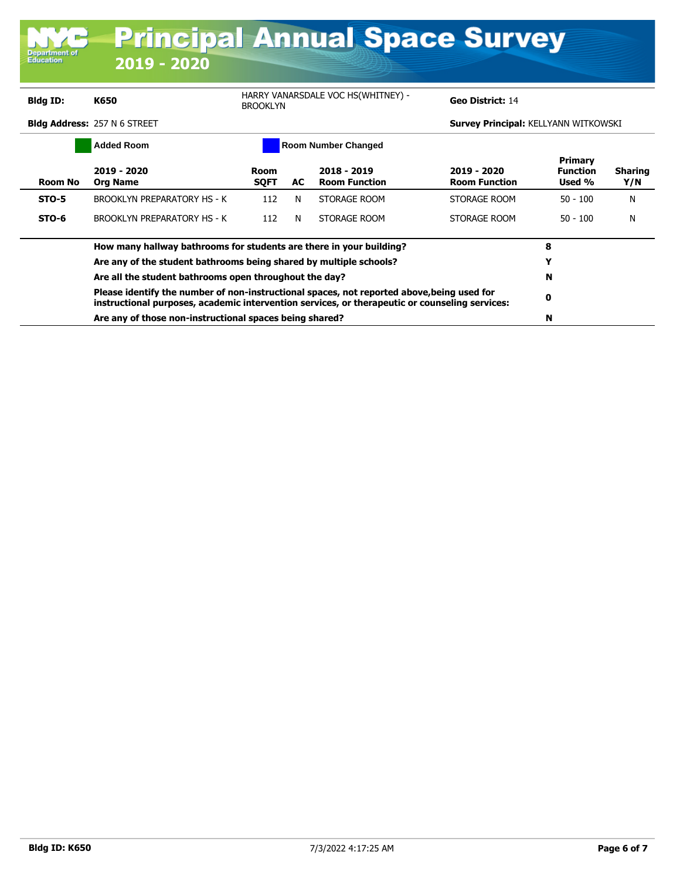# Principal Annual Space Survey

## 2019 - 2020

**Bldg ID:** K650 HARRY VANARSDALE VOC HS(WHITNEY) - BROOKLYN **Geo District:** 14

**Bldg Address:** 257 N 6 STREET **Survey Principal:** KELLYANN WITKOWSKI

Added Room | Room Number Changed

| Room No | 2019 - 2020 Org Name | Room SQFT | AC | 2018 - 2019 Room Function | 2019 - 2020 Room Function | Primary Function Used % | Sharing Y/N |
|---|---|---|---|---|---|---|---|
| **STO-5** | BROOKLYN PREPARATORY HS - K | 112 | N | STORAGE ROOM | STORAGE ROOM | 50 - 100 | N |
| **STO-6** | BROOKLYN PREPARATORY HS - K | 112 | N | STORAGE ROOM | STORAGE ROOM | 50 - 100 | N |

| Question | Answer |
|---|---|
| **How many hallway bathrooms for students are there in your building?** | **8** |
| **Are any of the student bathrooms being shared by multiple schools?** | **Y** |
| **Are all the student bathrooms open throughout the day?** | **N** |
| **Please identify the number of non-instructional spaces, not reported above,being used for instructional purposes, academic intervention services, or therapeutic or counseling services:** | **0** |
| **Are any of those non-instructional spaces being shared?** | **N** |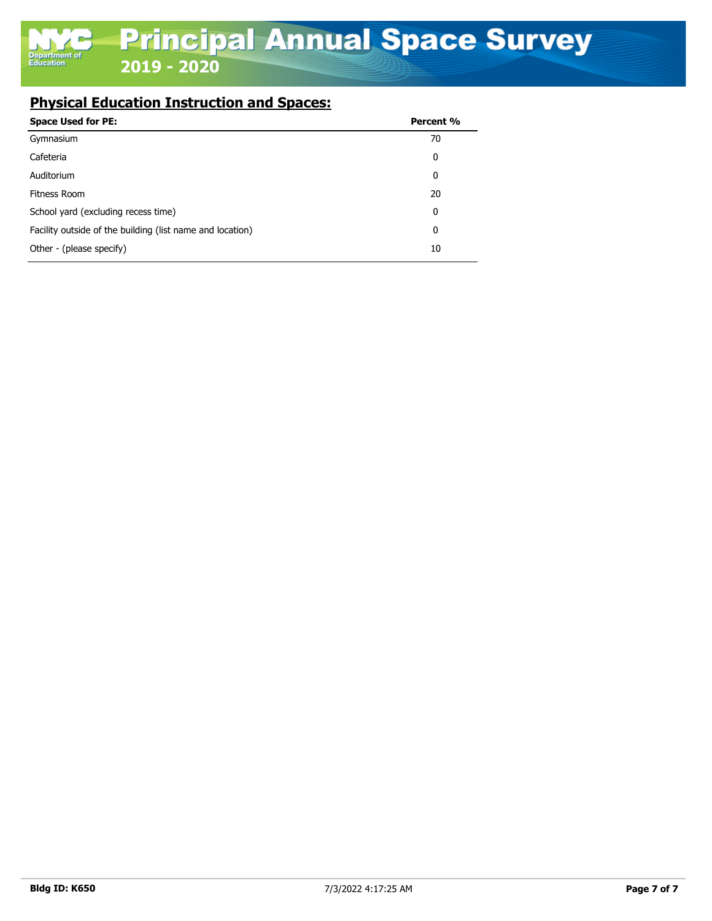## Physical Education Instruction and Spaces:

| Space Used for PE: | Percent % |
| --- | --- |
| Gymnasium | 70 |
| Cafeteria | 0 |
| Auditorium | 0 |
| Fitness Room | 20 |
| School yard (excluding recess time) | 0 |
| Facility outside of the building (list name and location) | 0 |
| Other - (please specify) | 10 |